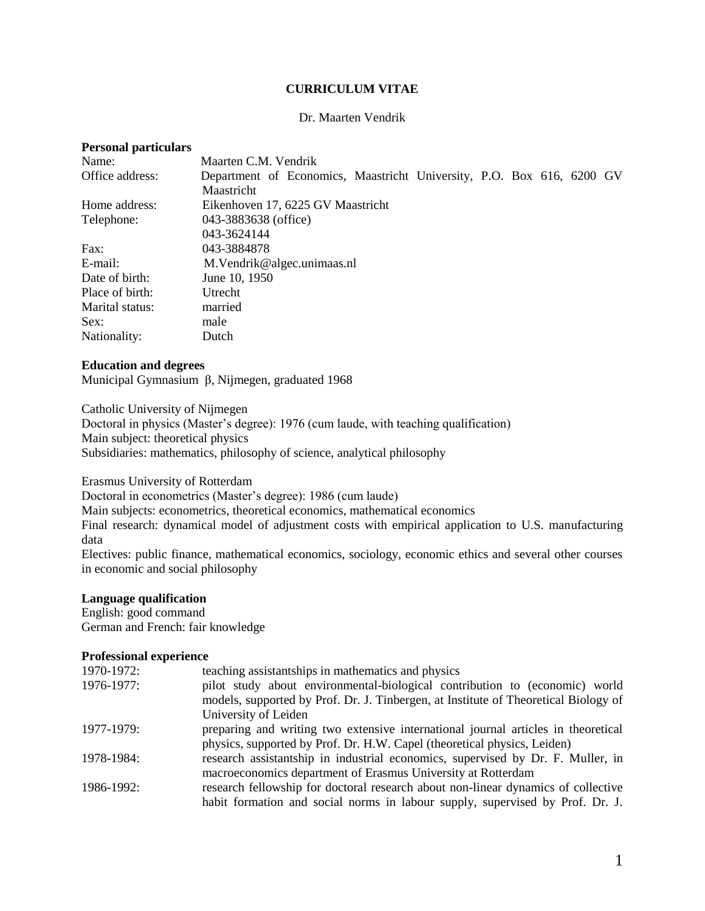# CURRICULUM VITAE

Dr. Maarten Vendrik

## Personal particulars

| | |
|---|---|
| Name: | Maarten C.M. Vendrik |
| Office address: | Department of Economics, Maastricht University, P.O. Box 616, 6200 GV Maastricht |
| Home address: | Eikenhoven 17, 6225 GV Maastricht |
| Telephone: | 043-3883638 (office)<br>043-3624144 |
| Fax: | 043-3884878 |
| E-mail: | M.Vendrik@algec.unimaas.nl |
| Date of birth: | June 10, 1950 |
| Place of birth: | Utrecht |
| Marital status: | married |
| Sex: | male |
| Nationality: | Dutch |

## Education and degrees

Municipal Gymnasium β, Nijmegen, graduated 1968

Catholic University of Nijmegen
Doctoral in physics (Master's degree): 1976 (cum laude, with teaching qualification)
Main subject: theoretical physics
Subsidiaries: mathematics, philosophy of science, analytical philosophy

Erasmus University of Rotterdam
Doctoral in econometrics (Master's degree): 1986 (cum laude)
Main subjects: econometrics, theoretical economics, mathematical economics
Final research: dynamical model of adjustment costs with empirical application to U.S. manufacturing data
Electives: public finance, mathematical economics, sociology, economic ethics and several other courses in economic and social philosophy

## Language qualification

English: good command
German and French: fair knowledge

## Professional experience

| | |
|---|---|
| 1970-1972: | teaching assistantships in mathematics and physics |
| 1976-1977: | pilot study about environmental-biological contribution to (economic) world models, supported by Prof. Dr. J. Tinbergen, at Institute of Theoretical Biology of University of Leiden |
| 1977-1979: | preparing and writing two extensive international journal articles in theoretical physics, supported by Prof. Dr. H.W. Capel (theoretical physics, Leiden) |
| 1978-1984: | research assistantship in industrial economics, supervised by Dr. F. Muller, in macroeconomics department of Erasmus University at Rotterdam |
| 1986-1992: | research fellowship for doctoral research about non-linear dynamics of collective habit formation and social norms in labour supply, supervised by Prof. Dr. J. |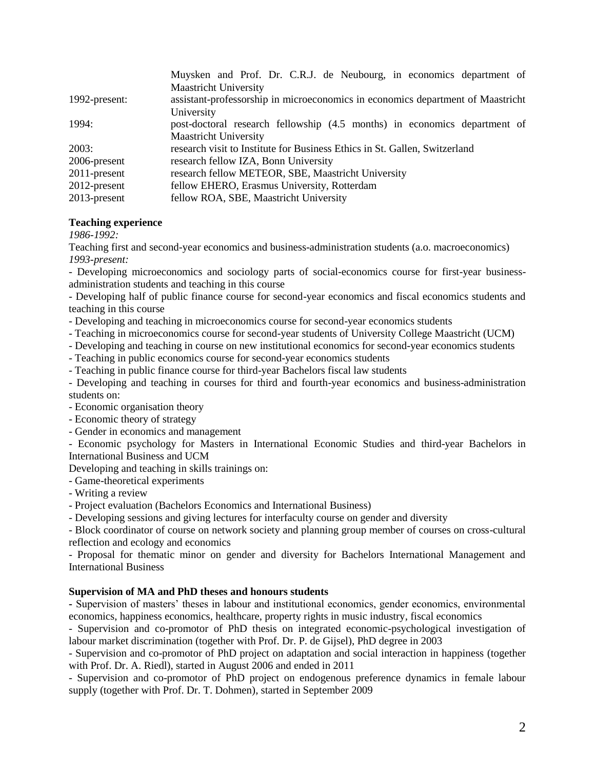| | |
|---|---|
| | Muysken and Prof. Dr. C.R.J. de Neubourg, in economics department of Maastricht University |
| 1992-present: | assistant-professorship in microeconomics in economics department of Maastricht University |
| 1994: | post-doctoral research fellowship (4.5 months) in economics department of Maastricht University |
| 2003: | research visit to Institute for Business Ethics in St. Gallen, Switzerland |
| 2006-present | research fellow IZA, Bonn University |
| 2011-present | research fellow METEOR, SBE, Maastricht University |
| 2012-present | fellow EHERO, Erasmus University, Rotterdam |
| 2013-present | fellow ROA, SBE, Maastricht University |

**Teaching experience**

*1986-1992:*

Teaching first and second-year economics and business-administration students (a.o. macroeconomics)

*1993-present:*

- Developing microeconomics and sociology parts of social-economics course for first-year business-administration students and teaching in this course
- Developing half of public finance course for second-year economics and fiscal economics students and teaching in this course
- Developing and teaching in microeconomics course for second-year economics students
- Teaching in microeconomics course for second-year students of University College Maastricht (UCM)
- Developing and teaching in course on new institutional economics for second-year economics students
- Teaching in public economics course for second-year economics students
- Teaching in public finance course for third-year Bachelors fiscal law students
- Developing and teaching in courses for third and fourth-year economics and business-administration students on:
- Economic organisation theory
- Economic theory of strategy
- Gender in economics and management
- Economic psychology for Masters in International Economic Studies and third-year Bachelors in International Business and UCM

Developing and teaching in skills trainings on:

- Game-theoretical experiments
- Writing a review
- Project evaluation (Bachelors Economics and International Business)
- Developing sessions and giving lectures for interfaculty course on gender and diversity
- Block coordinator of course on network society and planning group member of courses on cross-cultural reflection and ecology and economics
- Proposal for thematic minor on gender and diversity for Bachelors International Management and International Business

**Supervision of MA and PhD theses and honours students**

- Supervision of masters' theses in labour and institutional economics, gender economics, environmental economics, happiness economics, healthcare, property rights in music industry, fiscal economics
- Supervision and co-promotor of PhD thesis on integrated economic-psychological investigation of labour market discrimination (together with Prof. Dr. P. de Gijsel), PhD degree in 2003
- Supervision and co-promotor of PhD project on adaptation and social interaction in happiness (together with Prof. Dr. A. Riedl), started in August 2006 and ended in 2011
- Supervision and co-promotor of PhD project on endogenous preference dynamics in female labour supply (together with Prof. Dr. T. Dohmen), started in September 2009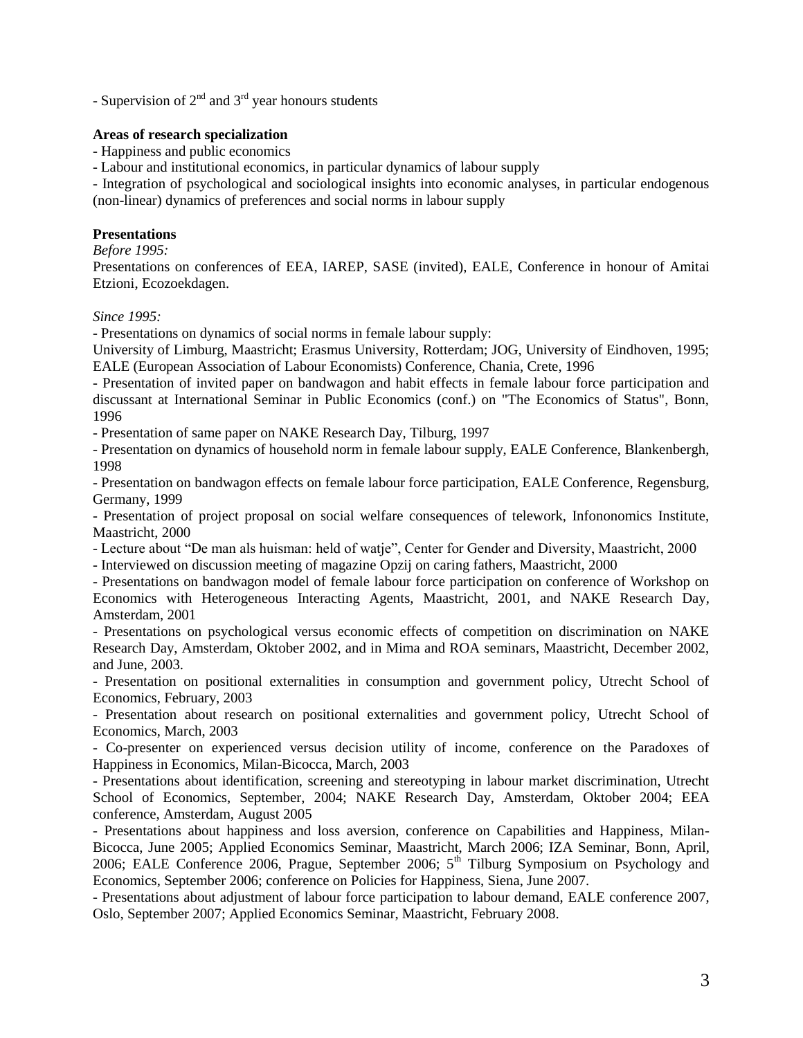- Supervision of 2nd and 3rd year honours students

**Areas of research specialization**

- Happiness and public economics
- Labour and institutional economics, in particular dynamics of labour supply
- Integration of psychological and sociological insights into economic analyses, in particular endogenous (non-linear) dynamics of preferences and social norms in labour supply

**Presentations**

*Before 1995:*

Presentations on conferences of EEA, IAREP, SASE (invited), EALE, Conference in honour of Amitai Etzioni, Ecozoekdagen.

*Since 1995:*

- Presentations on dynamics of social norms in female labour supply:
University of Limburg, Maastricht; Erasmus University, Rotterdam; JOG, University of Eindhoven, 1995; EALE (European Association of Labour Economists) Conference, Chania, Crete, 1996
- Presentation of invited paper on bandwagon and habit effects in female labour force participation and discussant at International Seminar in Public Economics (conf.) on "The Economics of Status", Bonn, 1996
- Presentation of same paper on NAKE Research Day, Tilburg, 1997
- Presentation on dynamics of household norm in female labour supply, EALE Conference, Blankenbergh, 1998
- Presentation on bandwagon effects on female labour force participation, EALE Conference, Regensburg, Germany, 1999
- Presentation of project proposal on social welfare consequences of telework, Infononomics Institute, Maastricht, 2000
- Lecture about "De man als huisman: held of watje", Center for Gender and Diversity, Maastricht, 2000
- Interviewed on discussion meeting of magazine Opzij on caring fathers, Maastricht, 2000
- Presentations on bandwagon model of female labour force participation on conference of Workshop on Economics with Heterogeneous Interacting Agents, Maastricht, 2001, and NAKE Research Day, Amsterdam, 2001
- Presentations on psychological versus economic effects of competition on discrimination on NAKE Research Day, Amsterdam, Oktober 2002, and in Mima and ROA seminars, Maastricht, December 2002, and June, 2003.
- Presentation on positional externalities in consumption and government policy, Utrecht School of Economics, February, 2003
- Presentation about research on positional externalities and government policy, Utrecht School of Economics, March, 2003
- Co-presenter on experienced versus decision utility of income, conference on the Paradoxes of Happiness in Economics, Milan-Bicocca, March, 2003
- Presentations about identification, screening and stereotyping in labour market discrimination, Utrecht School of Economics, September, 2004; NAKE Research Day, Amsterdam, Oktober 2004; EEA conference, Amsterdam, August 2005
- Presentations about happiness and loss aversion, conference on Capabilities and Happiness, Milan-Bicocca, June 2005; Applied Economics Seminar, Maastricht, March 2006; IZA Seminar, Bonn, April, 2006; EALE Conference 2006, Prague, September 2006; 5th Tilburg Symposium on Psychology and Economics, September 2006; conference on Policies for Happiness, Siena, June 2007.
- Presentations about adjustment of labour force participation to labour demand, EALE conference 2007, Oslo, September 2007; Applied Economics Seminar, Maastricht, February 2008.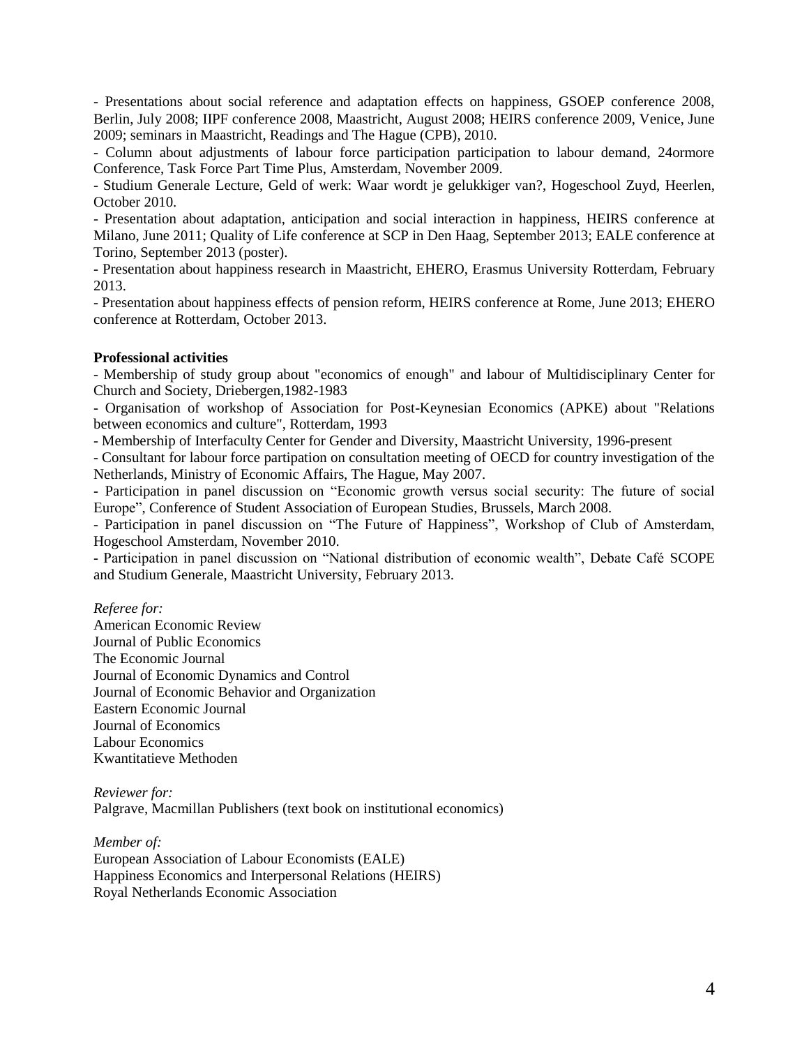- Presentations about social reference and adaptation effects on happiness, GSOEP conference 2008, Berlin, July 2008; IIPF conference 2008, Maastricht, August 2008; HEIRS conference 2009, Venice, June 2009; seminars in Maastricht, Readings and The Hague (CPB), 2010.
- Column about adjustments of labour force participation participation to labour demand, 24ormore Conference, Task Force Part Time Plus, Amsterdam, November 2009.
- Studium Generale Lecture, Geld of werk: Waar wordt je gelukkiger van?, Hogeschool Zuyd, Heerlen, October 2010.
- Presentation about adaptation, anticipation and social interaction in happiness, HEIRS conference at Milano, June 2011; Quality of Life conference at SCP in Den Haag, September 2013; EALE conference at Torino, September 2013 (poster).
- Presentation about happiness research in Maastricht, EHERO, Erasmus University Rotterdam, February 2013.
- Presentation about happiness effects of pension reform, HEIRS conference at Rome, June 2013; EHERO conference at Rotterdam, October 2013.

**Professional activities**

- Membership of study group about "economics of enough" and labour of Multidisciplinary Center for Church and Society, Driebergen,1982-1983
- Organisation of workshop of Association for Post-Keynesian Economics (APKE) about "Relations between economics and culture", Rotterdam, 1993
- Membership of Interfaculty Center for Gender and Diversity, Maastricht University, 1996-present
- Consultant for labour force partipation on consultation meeting of OECD for country investigation of the Netherlands, Ministry of Economic Affairs, The Hague, May 2007.
- Participation in panel discussion on "Economic growth versus social security: The future of social Europe", Conference of Student Association of European Studies, Brussels, March 2008.
- Participation in panel discussion on "The Future of Happiness", Workshop of Club of Amsterdam, Hogeschool Amsterdam, November 2010.
- Participation in panel discussion on "National distribution of economic wealth", Debate Café SCOPE and Studium Generale, Maastricht University, February 2013.

*Referee for:*
American Economic Review
Journal of Public Economics
The Economic Journal
Journal of Economic Dynamics and Control
Journal of Economic Behavior and Organization
Eastern Economic Journal
Journal of Economics
Labour Economics
Kwantitatieve Methoden

*Reviewer for:*
Palgrave, Macmillan Publishers (text book on institutional economics)

*Member of:*
European Association of Labour Economists (EALE)
Happiness Economics and Interpersonal Relations (HEIRS)
Royal Netherlands Economic Association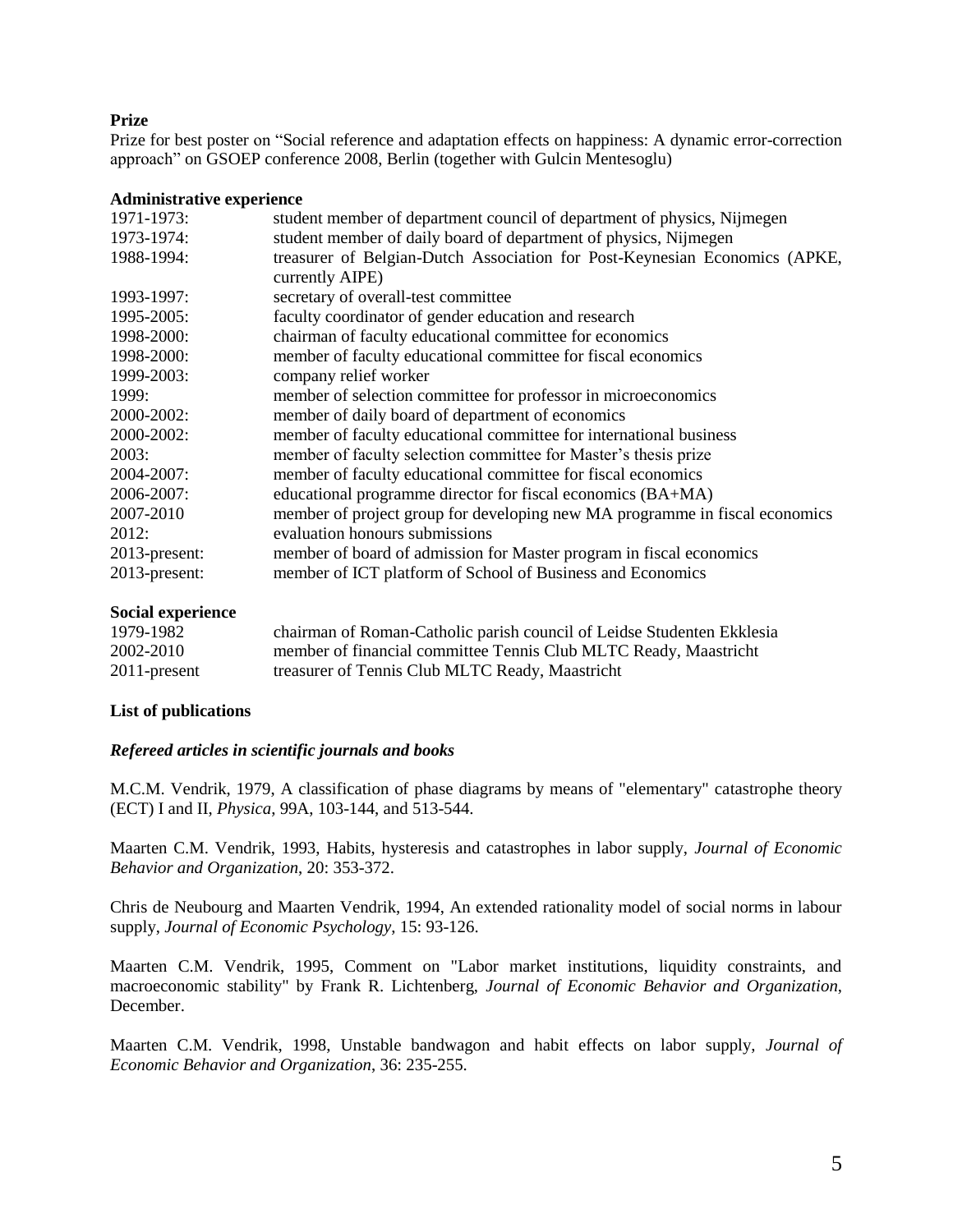**Prize**

Prize for best poster on "Social reference and adaptation effects on happiness: A dynamic error-correction approach" on GSOEP conference 2008, Berlin (together with Gulcin Mentesoglu)

**Administrative experience**

| | |
|---|---|
| 1971-1973: | student member of department council of department of physics, Nijmegen |
| 1973-1974: | student member of daily board of department of physics, Nijmegen |
| 1988-1994: | treasurer of Belgian-Dutch Association for Post-Keynesian Economics (APKE, currently AIPE) |
| 1993-1997: | secretary of overall-test committee |
| 1995-2005: | faculty coordinator of gender education and research |
| 1998-2000: | chairman of faculty educational committee for economics |
| 1998-2000: | member of faculty educational committee for fiscal economics |
| 1999-2003: | company relief worker |
| 1999: | member of selection committee for professor in microeconomics |
| 2000-2002: | member of daily board of department of economics |
| 2000-2002: | member of faculty educational committee for international business |
| 2003: | member of faculty selection committee for Master's thesis prize |
| 2004-2007: | member of faculty educational committee for fiscal economics |
| 2006-2007: | educational programme director for fiscal economics (BA+MA) |
| 2007-2010 | member of project group for developing new MA programme in fiscal economics |
| 2012: | evaluation honours submissions |
| 2013-present: | member of board of admission for Master program in fiscal economics |
| 2013-present: | member of ICT platform of School of Business and Economics |

**Social experience**

| | |
|---|---|
| 1979-1982 | chairman of Roman-Catholic parish council of Leidse Studenten Ekklesia |
| 2002-2010 | member of financial committee Tennis Club MLTC Ready, Maastricht |
| 2011-present | treasurer of Tennis Club MLTC Ready, Maastricht |

**List of publications**

***Refereed articles in scientific journals and books***

M.C.M. Vendrik, 1979, A classification of phase diagrams by means of "elementary" catastrophe theory (ECT) I and II, *Physica*, 99A, 103-144, and 513-544.

Maarten C.M. Vendrik, 1993, Habits, hysteresis and catastrophes in labor supply, *Journal of Economic Behavior and Organization*, 20: 353-372.

Chris de Neubourg and Maarten Vendrik, 1994, An extended rationality model of social norms in labour supply, *Journal of Economic Psychology*, 15: 93-126.

Maarten C.M. Vendrik, 1995, Comment on "Labor market institutions, liquidity constraints, and macroeconomic stability" by Frank R. Lichtenberg, *Journal of Economic Behavior and Organization*, December.

Maarten C.M. Vendrik, 1998, Unstable bandwagon and habit effects on labor supply, *Journal of Economic Behavior and Organization*, 36: 235-255.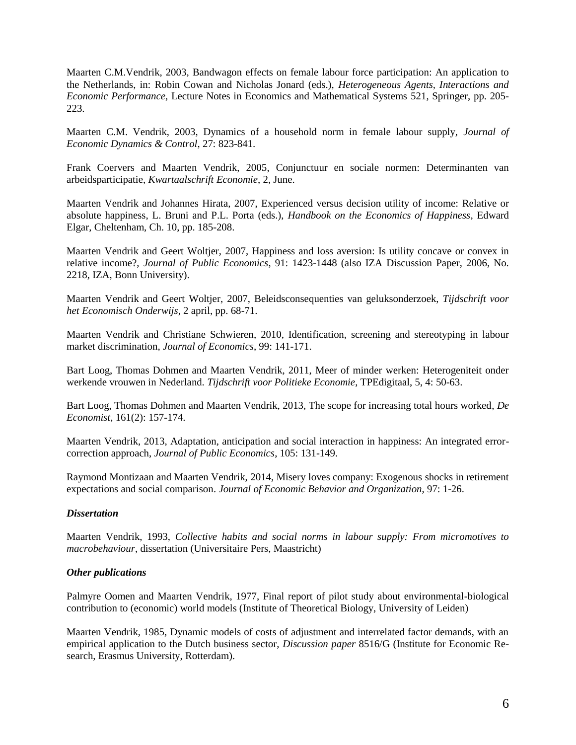Maarten C.M.Vendrik, 2003, Bandwagon effects on female labour force participation: An application to the Netherlands, in: Robin Cowan and Nicholas Jonard (eds.), *Heterogeneous Agents, Interactions and Economic Performance*, Lecture Notes in Economics and Mathematical Systems 521, Springer, pp. 205-223.

Maarten C.M. Vendrik, 2003, Dynamics of a household norm in female labour supply, *Journal of Economic Dynamics & Control*, 27: 823-841.

Frank Coervers and Maarten Vendrik, 2005, Conjunctuur en sociale normen: Determinanten van arbeidsparticipatie, *Kwartaalschrift Economie*, 2, June.

Maarten Vendrik and Johannes Hirata, 2007, Experienced versus decision utility of income: Relative or absolute happiness, L. Bruni and P.L. Porta (eds.), *Handbook on the Economics of Happiness*, Edward Elgar, Cheltenham, Ch. 10, pp. 185-208.

Maarten Vendrik and Geert Woltjer, 2007, Happiness and loss aversion: Is utility concave or convex in relative income?, *Journal of Public Economics*, 91: 1423-1448 (also IZA Discussion Paper, 2006, No. 2218, IZA, Bonn University).

Maarten Vendrik and Geert Woltjer, 2007, Beleidsconsequenties van geluksonderzoek, *Tijdschrift voor het Economisch Onderwijs*, 2 april, pp. 68-71.

Maarten Vendrik and Christiane Schwieren, 2010, Identification, screening and stereotyping in labour market discrimination, *Journal of Economics*, 99: 141-171.

Bart Loog, Thomas Dohmen and Maarten Vendrik, 2011, Meer of minder werken: Heterogeniteit onder werkende vrouwen in Nederland. *Tijdschrift voor Politieke Economie*, TPEdigitaal, 5, 4: 50-63.

Bart Loog, Thomas Dohmen and Maarten Vendrik, 2013, The scope for increasing total hours worked, *De Economist*, 161(2): 157-174.

Maarten Vendrik, 2013, Adaptation, anticipation and social interaction in happiness: An integrated error-correction approach, *Journal of Public Economics*, 105: 131-149.

Raymond Montizaan and Maarten Vendrik, 2014, Misery loves company: Exogenous shocks in retirement expectations and social comparison. *Journal of Economic Behavior and Organization*, 97: 1-26.

***Dissertation***

Maarten Vendrik, 1993, *Collective habits and social norms in labour supply: From micromotives to macrobehaviour*, dissertation (Universitaire Pers, Maastricht)

***Other publications***

Palmyre Oomen and Maarten Vendrik, 1977, Final report of pilot study about environmental-biological contribution to (economic) world models (Institute of Theoretical Biology, University of Leiden)

Maarten Vendrik, 1985, Dynamic models of costs of adjustment and interrelated factor demands, with an empirical application to the Dutch business sector, *Discussion paper* 8516/G (Institute for Economic Research, Erasmus University, Rotterdam).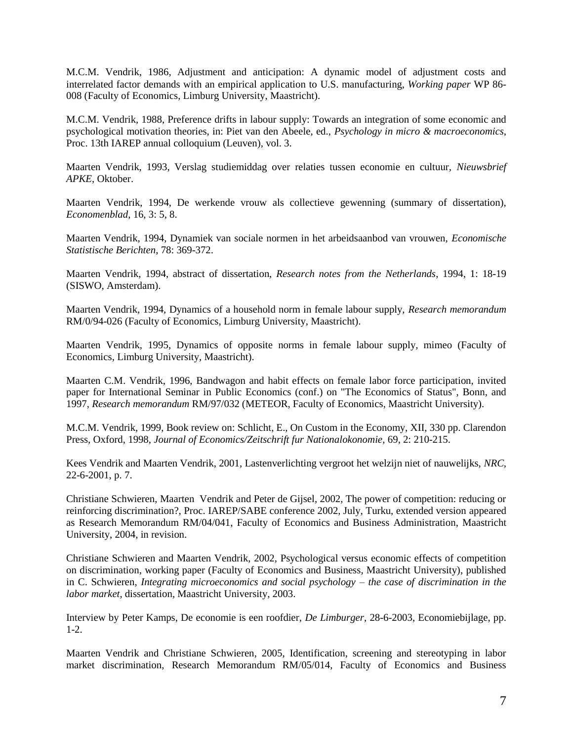M.C.M. Vendrik, 1986, Adjustment and anticipation: A dynamic model of adjustment costs and interrelated factor demands with an empirical application to U.S. manufacturing, *Working paper* WP 86-008 (Faculty of Economics, Limburg University, Maastricht).

M.C.M. Vendrik, 1988, Preference drifts in labour supply: Towards an integration of some economic and psychological motivation theories, in: Piet van den Abeele, ed., *Psychology in micro & macroeconomics*, Proc. 13th IAREP annual colloquium (Leuven), vol. 3.

Maarten Vendrik, 1993, Verslag studiemiddag over relaties tussen economie en cultuur, *Nieuwsbrief APKE*, Oktober.

Maarten Vendrik, 1994, De werkende vrouw als collectieve gewenning (summary of dissertation), *Economenblad*, 16, 3: 5, 8.

Maarten Vendrik, 1994, Dynamiek van sociale normen in het arbeidsaanbod van vrouwen, *Economische Statistische Berichten*, 78: 369-372.

Maarten Vendrik, 1994, abstract of dissertation, *Research notes from the Netherlands*, 1994, 1: 18-19 (SISWO, Amsterdam).

Maarten Vendrik, 1994, Dynamics of a household norm in female labour supply, *Research memorandum* RM/0/94-026 (Faculty of Economics, Limburg University, Maastricht).

Maarten Vendrik, 1995, Dynamics of opposite norms in female labour supply, mimeo (Faculty of Economics, Limburg University, Maastricht).

Maarten C.M. Vendrik, 1996, Bandwagon and habit effects on female labor force participation, invited paper for International Seminar in Public Economics (conf.) on "The Economics of Status", Bonn, and 1997, *Research memorandum* RM/97/032 (METEOR, Faculty of Economics, Maastricht University).

M.C.M. Vendrik, 1999, Book review on: Schlicht, E., On Custom in the Economy, XII, 330 pp. Clarendon Press, Oxford, 1998, *Journal of Economics/Zeitschrift fur Nationalokonomie*, 69, 2: 210-215.

Kees Vendrik and Maarten Vendrik, 2001, Lastenverlichting vergroot het welzijn niet of nauwelijks, *NRC*, 22-6-2001, p. 7.

Christiane Schwieren, Maarten Vendrik and Peter de Gijsel, 2002, The power of competition: reducing or reinforcing discrimination?, Proc. IAREP/SABE conference 2002, July, Turku, extended version appeared as Research Memorandum RM/04/041, Faculty of Economics and Business Administration, Maastricht University, 2004, in revision.

Christiane Schwieren and Maarten Vendrik, 2002, Psychological versus economic effects of competition on discrimination, working paper (Faculty of Economics and Business, Maastricht University), published in C. Schwieren, *Integrating microeconomics and social psychology – the case of discrimination in the labor market*, dissertation, Maastricht University, 2003.

Interview by Peter Kamps, De economie is een roofdier, *De Limburger*, 28-6-2003, Economiebijlage, pp. 1-2.

Maarten Vendrik and Christiane Schwieren, 2005, Identification, screening and stereotyping in labor market discrimination, Research Memorandum RM/05/014, Faculty of Economics and Business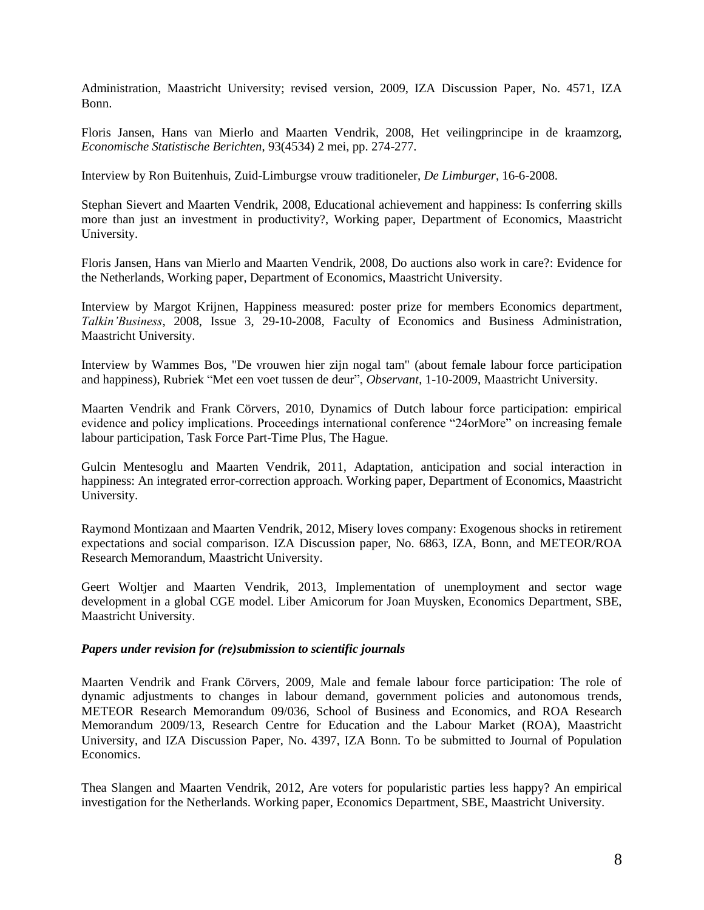Administration, Maastricht University; revised version, 2009, IZA Discussion Paper, No. 4571, IZA Bonn.

Floris Jansen, Hans van Mierlo and Maarten Vendrik, 2008, Het veilingprincipe in de kraamzorg, *Economische Statistische Berichten*, 93(4534) 2 mei, pp. 274-277.

Interview by Ron Buitenhuis, Zuid-Limburgse vrouw traditioneler, *De Limburger*, 16-6-2008.

Stephan Sievert and Maarten Vendrik, 2008, Educational achievement and happiness: Is conferring skills more than just an investment in productivity?, Working paper, Department of Economics, Maastricht University.

Floris Jansen, Hans van Mierlo and Maarten Vendrik, 2008, Do auctions also work in care?: Evidence for the Netherlands, Working paper, Department of Economics, Maastricht University.

Interview by Margot Krijnen, Happiness measured: poster prize for members Economics department, *Talkin'Business*, 2008, Issue 3, 29-10-2008, Faculty of Economics and Business Administration, Maastricht University.

Interview by Wammes Bos, "De vrouwen hier zijn nogal tam" (about female labour force participation and happiness), Rubriek "Met een voet tussen de deur", *Observant*, 1-10-2009, Maastricht University.

Maarten Vendrik and Frank Cörvers, 2010, Dynamics of Dutch labour force participation: empirical evidence and policy implications. Proceedings international conference "24orMore" on increasing female labour participation, Task Force Part-Time Plus, The Hague.

Gulcin Mentesoglu and Maarten Vendrik, 2011, Adaptation, anticipation and social interaction in happiness: An integrated error-correction approach. Working paper, Department of Economics, Maastricht University.

Raymond Montizaan and Maarten Vendrik, 2012, Misery loves company: Exogenous shocks in retirement expectations and social comparison. IZA Discussion paper, No. 6863, IZA, Bonn, and METEOR/ROA Research Memorandum, Maastricht University.

Geert Woltjer and Maarten Vendrik, 2013, Implementation of unemployment and sector wage development in a global CGE model. Liber Amicorum for Joan Muysken, Economics Department, SBE, Maastricht University.

***Papers under revision for (re)submission to scientific journals***

Maarten Vendrik and Frank Cörvers, 2009, Male and female labour force participation: The role of dynamic adjustments to changes in labour demand, government policies and autonomous trends, METEOR Research Memorandum 09/036, School of Business and Economics, and ROA Research Memorandum 2009/13, Research Centre for Education and the Labour Market (ROA), Maastricht University, and IZA Discussion Paper, No. 4397, IZA Bonn. To be submitted to Journal of Population Economics.

Thea Slangen and Maarten Vendrik, 2012, Are voters for popularistic parties less happy? An empirical investigation for the Netherlands. Working paper, Economics Department, SBE, Maastricht University.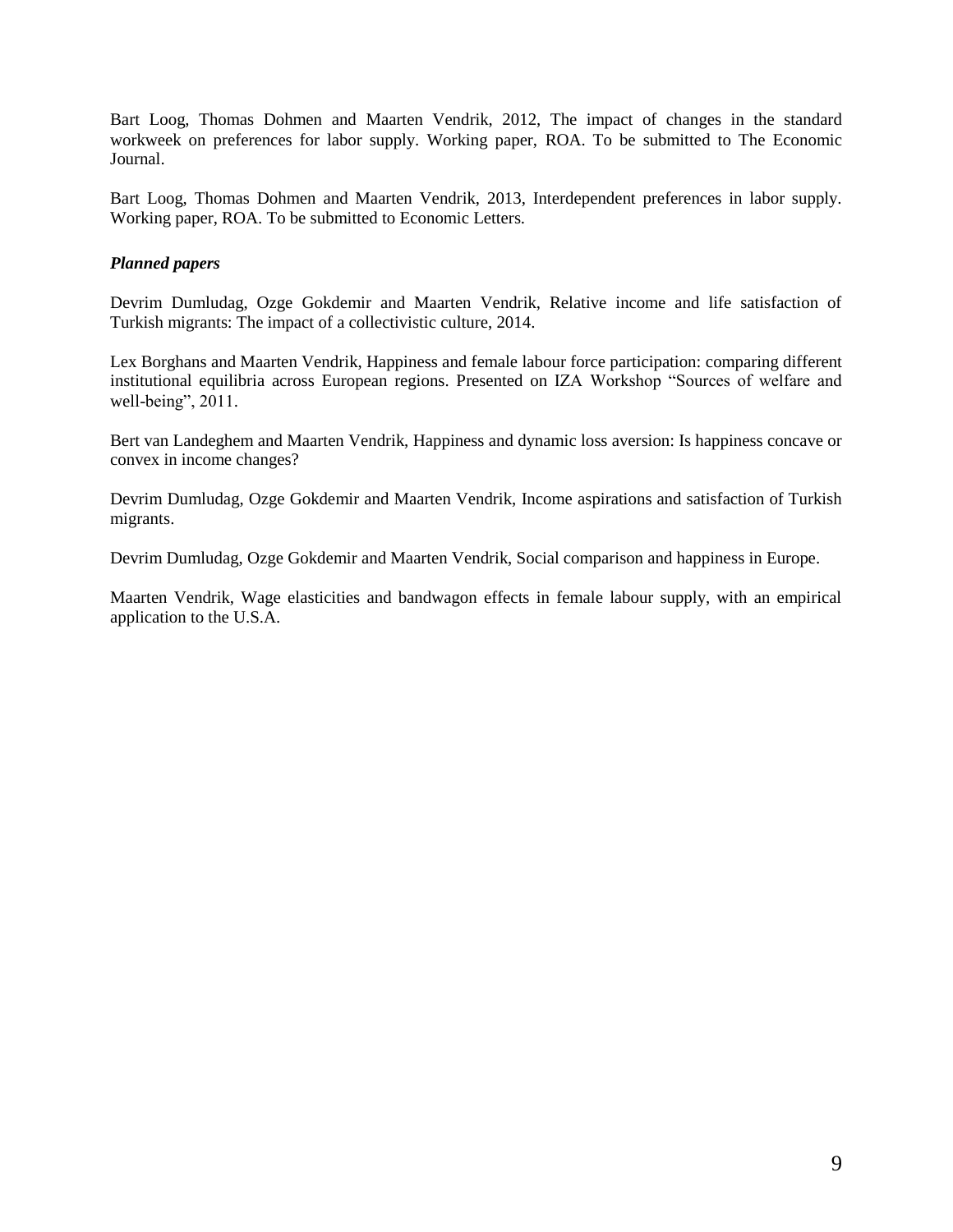Bart Loog, Thomas Dohmen and Maarten Vendrik, 2012, The impact of changes in the standard workweek on preferences for labor supply. Working paper, ROA. To be submitted to The Economic Journal.

Bart Loog, Thomas Dohmen and Maarten Vendrik, 2013, Interdependent preferences in labor supply. Working paper, ROA. To be submitted to Economic Letters.

***Planned papers***

Devrim Dumludag, Ozge Gokdemir and Maarten Vendrik, Relative income and life satisfaction of Turkish migrants: The impact of a collectivistic culture, 2014.

Lex Borghans and Maarten Vendrik, Happiness and female labour force participation: comparing different institutional equilibria across European regions. Presented on IZA Workshop "Sources of welfare and well-being", 2011.

Bert van Landeghem and Maarten Vendrik, Happiness and dynamic loss aversion: Is happiness concave or convex in income changes?

Devrim Dumludag, Ozge Gokdemir and Maarten Vendrik, Income aspirations and satisfaction of Turkish migrants.

Devrim Dumludag, Ozge Gokdemir and Maarten Vendrik, Social comparison and happiness in Europe.

Maarten Vendrik, Wage elasticities and bandwagon effects in female labour supply, with an empirical application to the U.S.A.